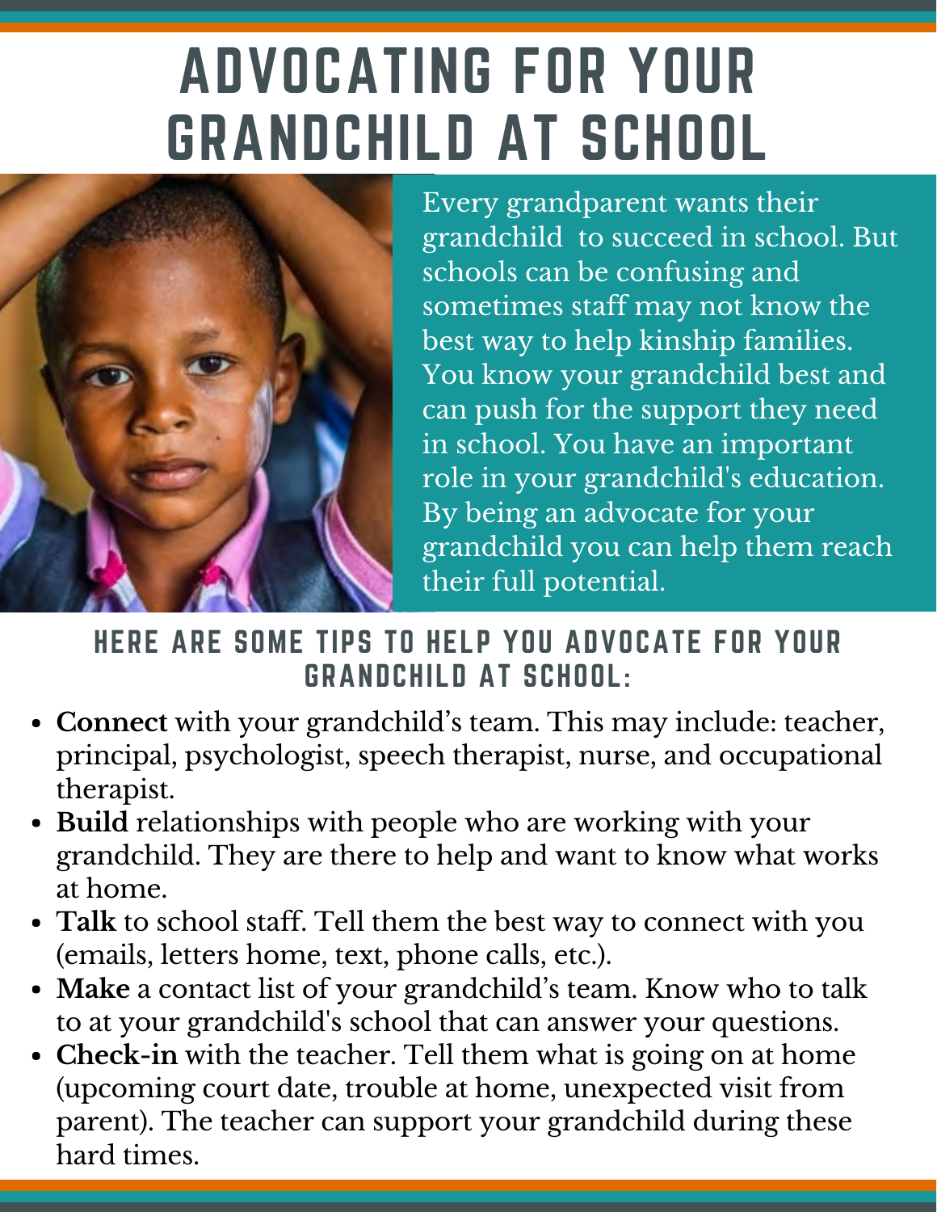# ADVOCATING FOR YOUR GRANDCHILD AT SCHOOL

Every grandparent wants their grandchild to succeed in school. But schools can be confusing and sometimes staff may not know the best way to help kinship families. You know your grandchild best and can push for the support they need in school. You have an important role in your grandchild's education. By being an advocate for your grandchild you can help them reach their full potential.

## HERE ARE SOME TIPS TO HELP YOU ADVOCATE FOR YOUR GRANDCHILD AT SCHOOL:

- **Connect** with your grandchild's team. This may include: teacher, principal, psychologist, speech therapist, nurse, and occupational therapist.
- **Build** relationships with people who are working with your grandchild. They are there to help and want to know what works at home.
- **Talk** to school staff. Tell them the best way to connect with you (emails, letters home, text, phone calls, etc.).
- **Make** a contact list of your grandchild's team. Know who to talk to at your grandchild's school that can answer your questions.
- **Check-in** with the teacher. Tell them what is going on at home (upcoming court date, trouble at home, unexpected visit from parent). The teacher can support your grandchild during these hard times.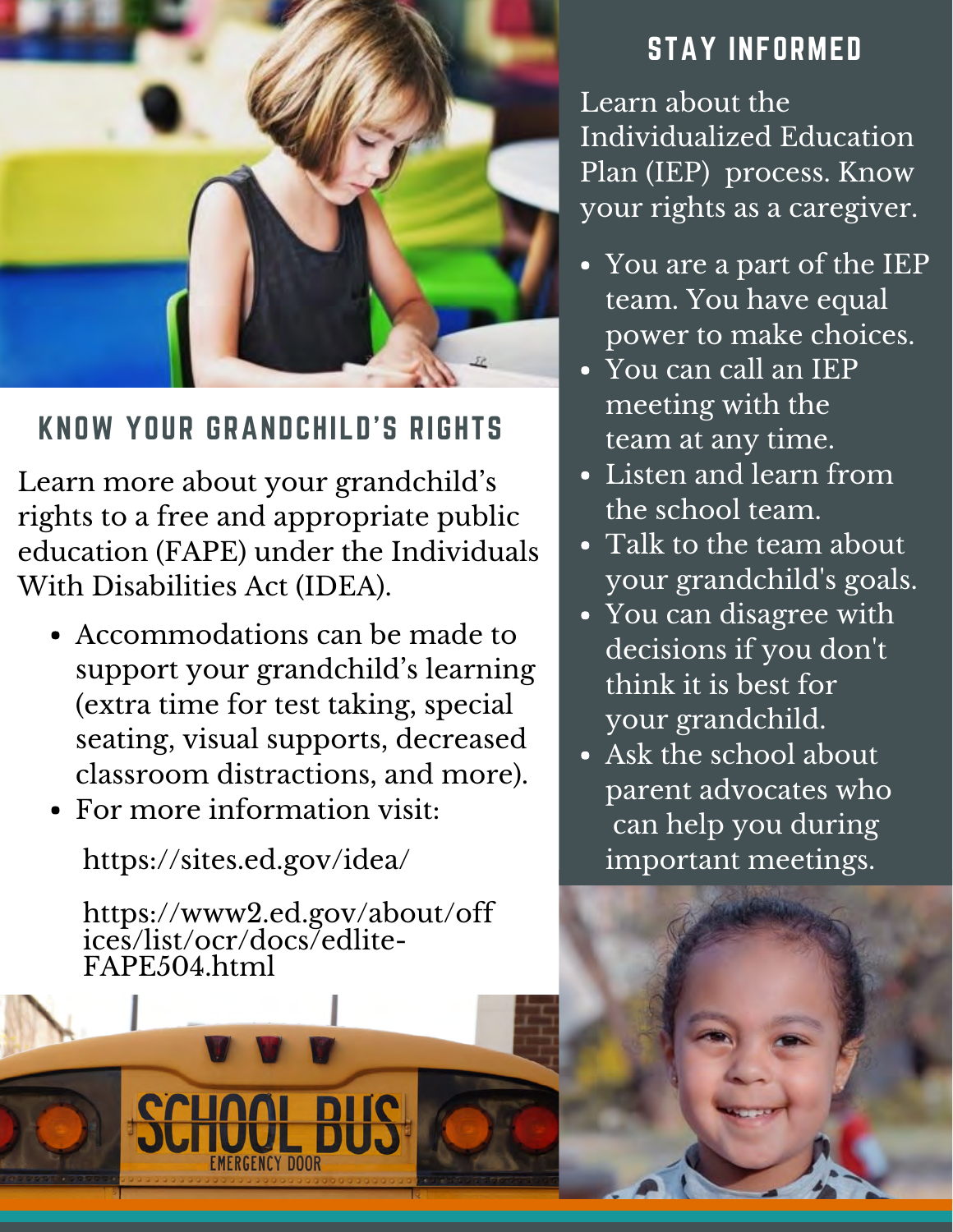## KNOW YOUR GRANDCHILD'S RIGHTS

Learn more about your grandchild's rights to a free and appropriate public education (FAPE) under the Individuals With Disabilities Act (IDEA).

- Accommodations can be made to support your grandchild's learning (extra time for test taking, special seating, visual supports, decreased classroom distractions, and more).
- For more information visit:

  https://sites.ed.gov/idea/

  https://www2.ed.gov/about/offices/list/ocr/docs/edlite-FAPE504.html

## STAY INFORMED

Learn about the Individualized Education Plan (IEP) process. Know your rights as a caregiver.

- You are a part of the IEP team. You have equal power to make choices.
- You can call an IEP meeting with the team at any time.
- Listen and learn from the school team.
- Talk to the team about your grandchild's goals.
- You can disagree with decisions if you don't think it is best for your grandchild.
- Ask the school about parent advocates who can help you during important meetings.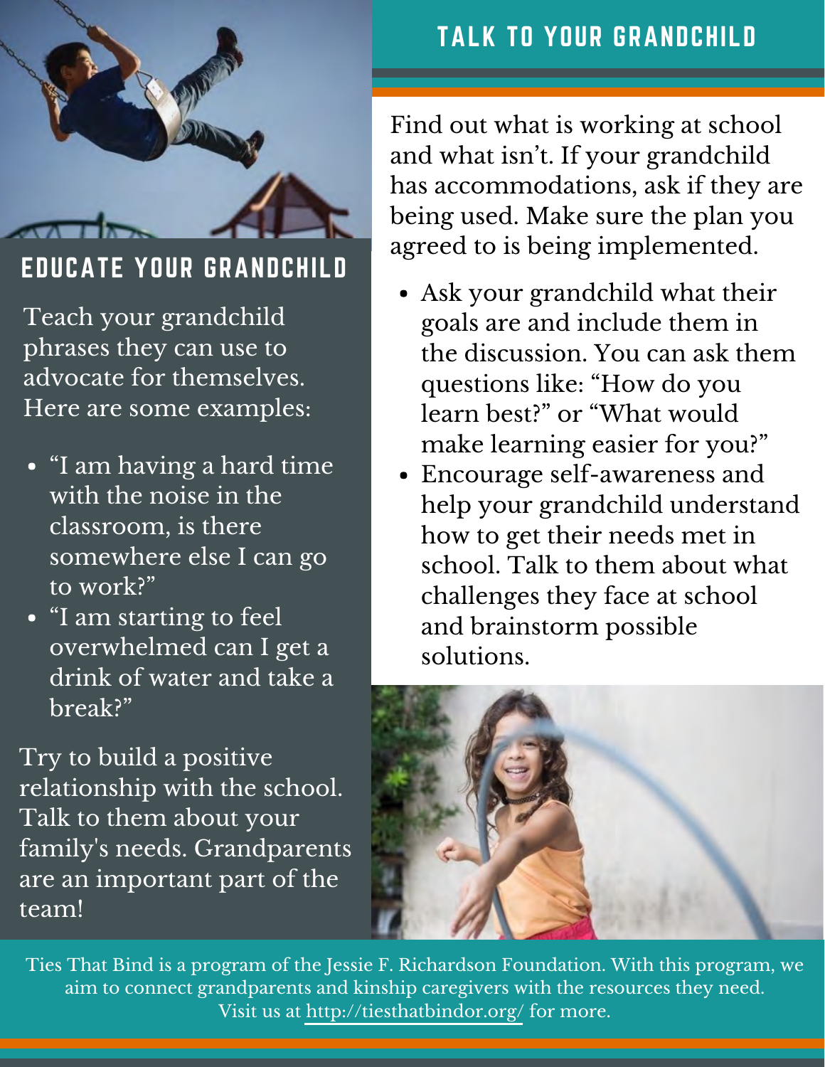## EDUCATE YOUR GRANDCHILD

Teach your grandchild phrases they can use to advocate for themselves. Here are some examples:

- "I am having a hard time with the noise in the classroom, is there somewhere else I can go to work?"
- "I am starting to feel overwhelmed can I get a drink of water and take a break?"

Try to build a positive relationship with the school. Talk to them about your family's needs. Grandparents are an important part of the team!

## TALK TO YOUR GRANDCHILD

Find out what is working at school and what isn't. If your grandchild has accommodations, ask if they are being used. Make sure the plan you agreed to is being implemented.

- Ask your grandchild what their goals are and include them in the discussion. You can ask them questions like: "How do you learn best?" or "What would make learning easier for you?"
- Encourage self-awareness and help your grandchild understand how to get their needs met in school. Talk to them about what challenges they face at school and brainstorm possible solutions.

Ties That Bind is a program of the Jessie F. Richardson Foundation. With this program, we aim to connect grandparents and kinship caregivers with the resources they need. Visit us at http://tiesthatbindor.org/ for more.